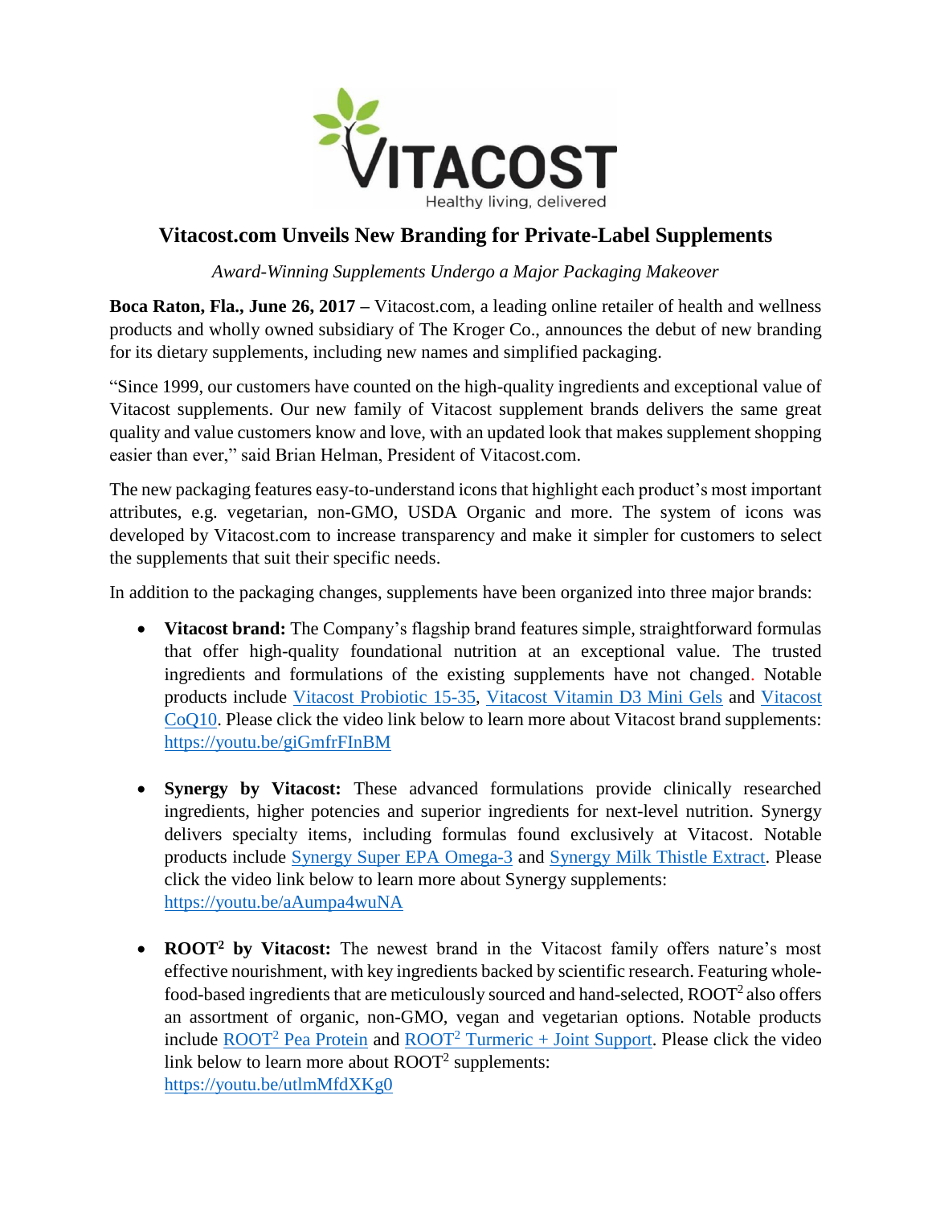# Vitacost.com Unveils New Branding for Private-Label Supplements

*Award-Winning Supplements Undergo a Major Packaging Makeover*

**Boca Raton, Fla., June 26, 2017 –** Vitacost.com, a leading online retailer of health and wellness products and wholly owned subsidiary of The Kroger Co., announces the debut of new branding for its dietary supplements, including new names and simplified packaging.

"Since 1999, our customers have counted on the high-quality ingredients and exceptional value of Vitacost supplements. Our new family of Vitacost supplement brands delivers the same great quality and value customers know and love, with an updated look that makes supplement shopping easier than ever," said Brian Helman, President of Vitacost.com.

The new packaging features easy-to-understand icons that highlight each product's most important attributes, e.g. vegetarian, non-GMO, USDA Organic and more. The system of icons was developed by Vitacost.com to increase transparency and make it simpler for customers to select the supplements that suit their specific needs.

In addition to the packaging changes, supplements have been organized into three major brands:

- **Vitacost brand:** The Company's flagship brand features simple, straightforward formulas that offer high-quality foundational nutrition at an exceptional value. The trusted ingredients and formulations of the existing supplements have not changed. Notable products include Vitacost Probiotic 15-35, Vitacost Vitamin D3 Mini Gels and Vitacost CoQ10. Please click the video link below to learn more about Vitacost brand supplements: https://youtu.be/giGmfrFInBM

- **Synergy by Vitacost:** These advanced formulations provide clinically researched ingredients, higher potencies and superior ingredients for next-level nutrition. Synergy delivers specialty items, including formulas found exclusively at Vitacost. Notable products include Synergy Super EPA Omega-3 and Synergy Milk Thistle Extract. Please click the video link below to learn more about Synergy supplements: https://youtu.be/aAumpa4wuNA

- **ROOT² by Vitacost:** The newest brand in the Vitacost family offers nature's most effective nourishment, with key ingredients backed by scientific research. Featuring whole-food-based ingredients that are meticulously sourced and hand-selected, ROOT² also offers an assortment of organic, non-GMO, vegan and vegetarian options. Notable products include ROOT² Pea Protein and ROOT² Turmeric + Joint Support. Please click the video link below to learn more about ROOT² supplements: https://youtu.be/utlmMfdXKg0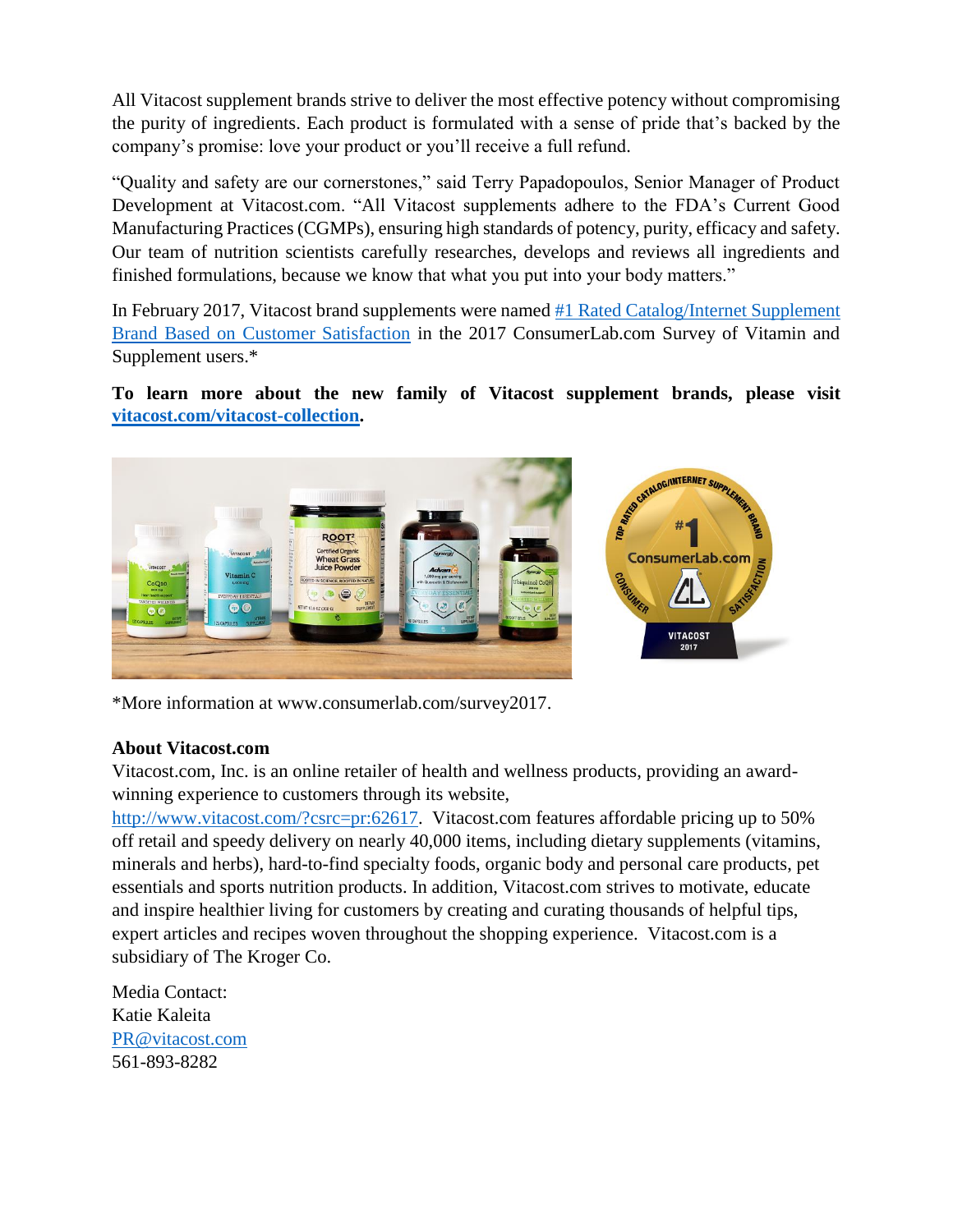All Vitacost supplement brands strive to deliver the most effective potency without compromising the purity of ingredients. Each product is formulated with a sense of pride that's backed by the company's promise: love your product or you'll receive a full refund.

"Quality and safety are our cornerstones," said Terry Papadopoulos, Senior Manager of Product Development at Vitacost.com. "All Vitacost supplements adhere to the FDA's Current Good Manufacturing Practices (CGMPs), ensuring high standards of potency, purity, efficacy and safety. Our team of nutrition scientists carefully researches, develops and reviews all ingredients and finished formulations, because we know that what you put into your body matters."

In February 2017, Vitacost brand supplements were named [#1 Rated Catalog/Internet Supplement Brand Based on Customer Satisfaction] in the 2017 ConsumerLab.com Survey of Vitamin and Supplement users.*

**To learn more about the new family of Vitacost supplement brands, please visit vitacost.com/vitacost-collection.**

*More information at www.consumerlab.com/survey2017.

**About Vitacost.com**

Vitacost.com, Inc. is an online retailer of health and wellness products, providing an award-winning experience to customers through its website, http://www.vitacost.com/?csrc=pr:62617. Vitacost.com features affordable pricing up to 50% off retail and speedy delivery on nearly 40,000 items, including dietary supplements (vitamins, minerals and herbs), hard-to-find specialty foods, organic body and personal care products, pet essentials and sports nutrition products. In addition, Vitacost.com strives to motivate, educate and inspire healthier living for customers by creating and curating thousands of helpful tips, expert articles and recipes woven throughout the shopping experience. Vitacost.com is a subsidiary of The Kroger Co.

Media Contact:
Katie Kaleita
PR@vitacost.com
561-893-8282